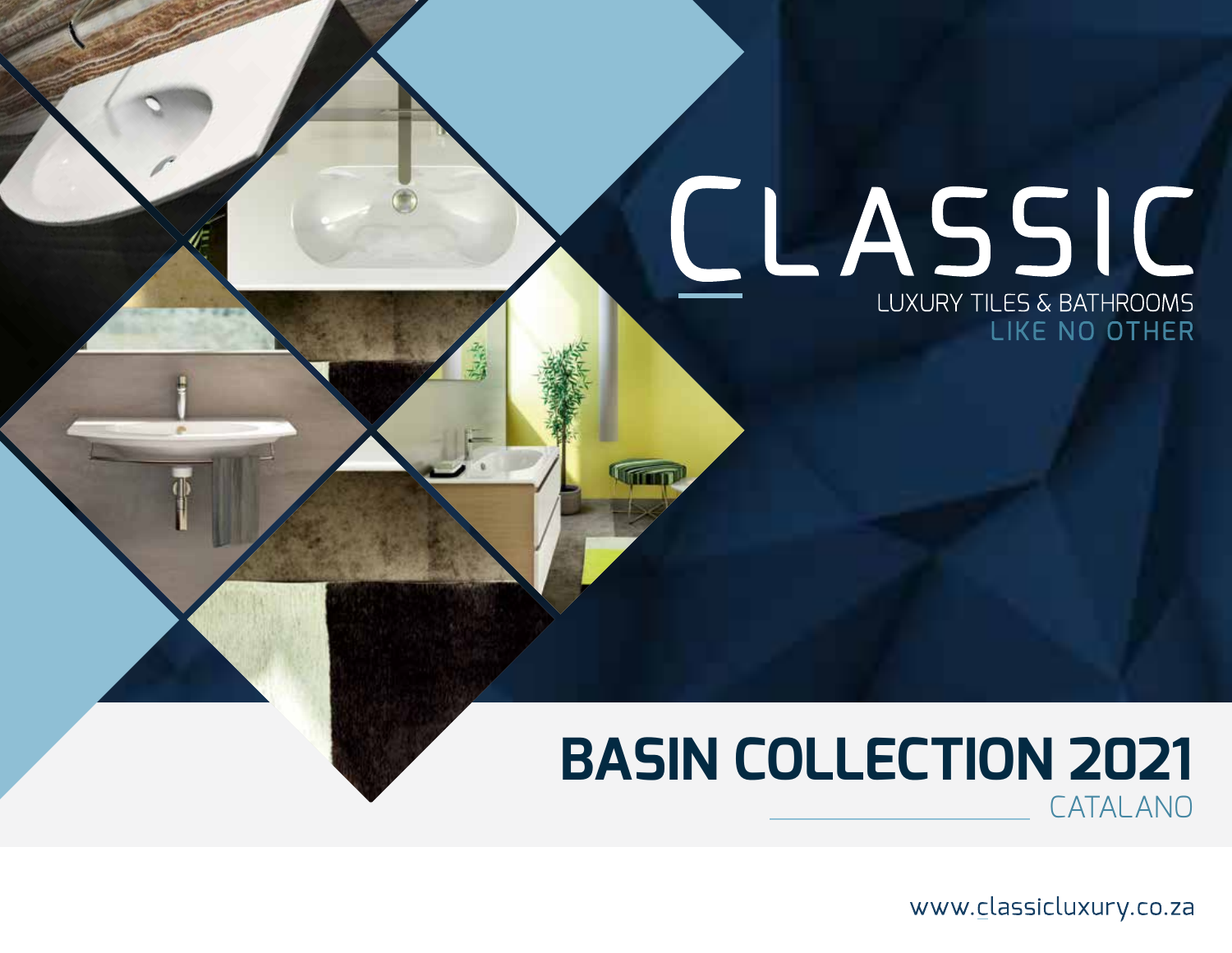# CLASSIC

LUXURY TILES & BATHROOMS

LIKE NO OTHER

## BASIN COLLECTION 2021

CATALANO

www.classicluxury.co.za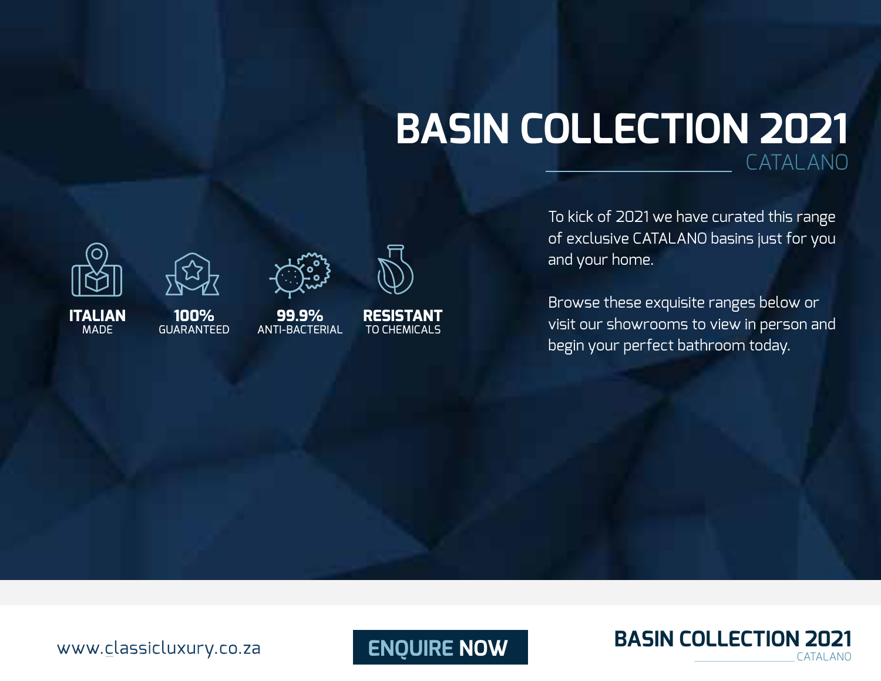# BASIN COLLECTION 2021

CATALANO

**ITALIAN** MADE

**100%** GUARANTEED

**99.9%** ANTI-BACTERIAL

**RESISTANT** TO CHEMICALS

To kick of 2021 we have curated this range of exclusive CATALANO basins just for you and your home.

Browse these exquisite ranges below or visit our showrooms to view in person and begin your perfect bathroom today.

www.classicluxury.co.za

**ENQUIRE NOW**

**BASIN COLLECTION 2021**
CATALANO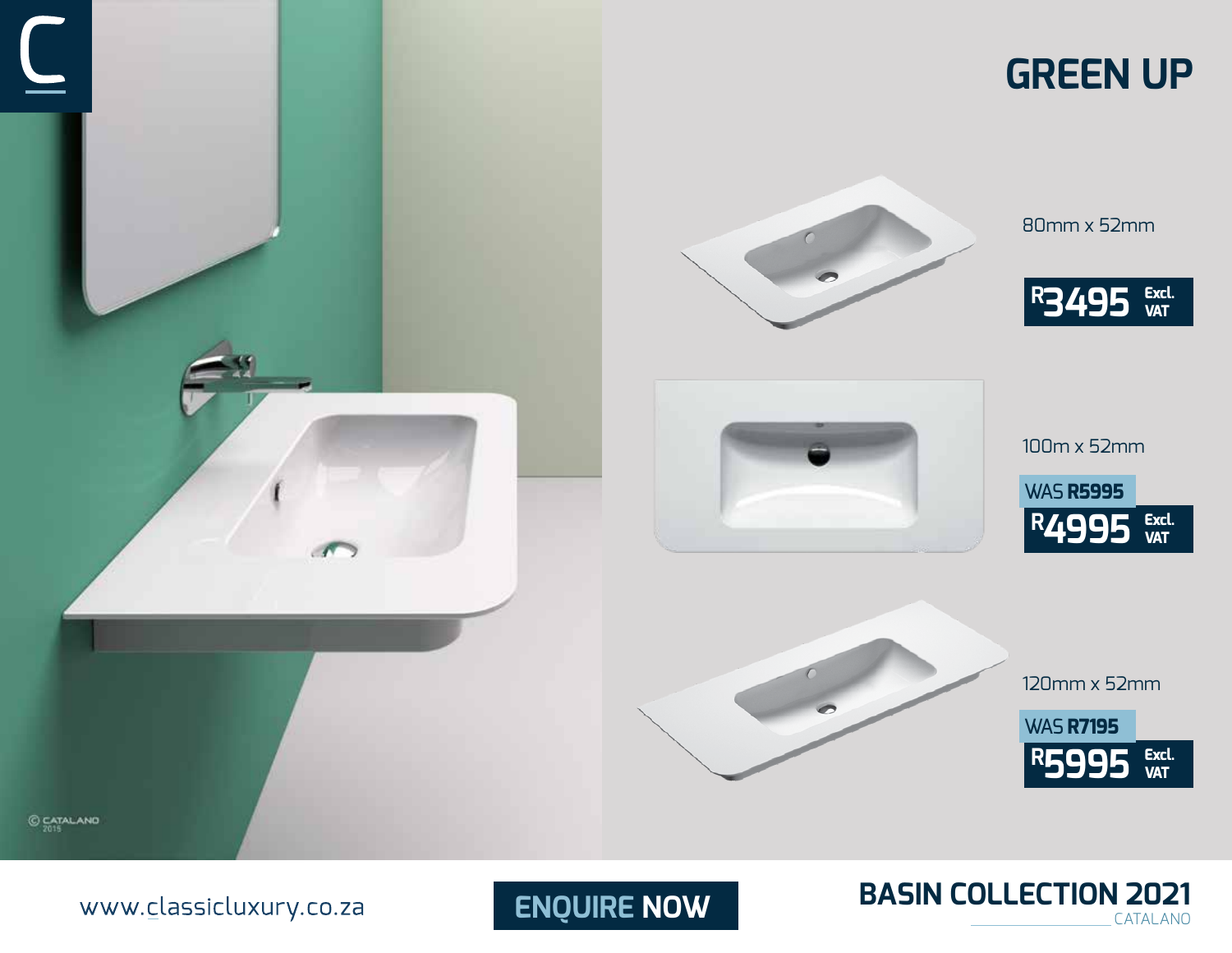# GREEN UP

80mm x 52mm

R3495 Excl. VAT

100m x 52mm

WAS R5995

R4995 Excl. VAT

120mm x 52mm

WAS R7195

R5995 Excl. VAT

© CATALANO 2015

www.classicluxury.co.za

ENQUIRE NOW

**BASIN COLLECTION 2021**

CATALANO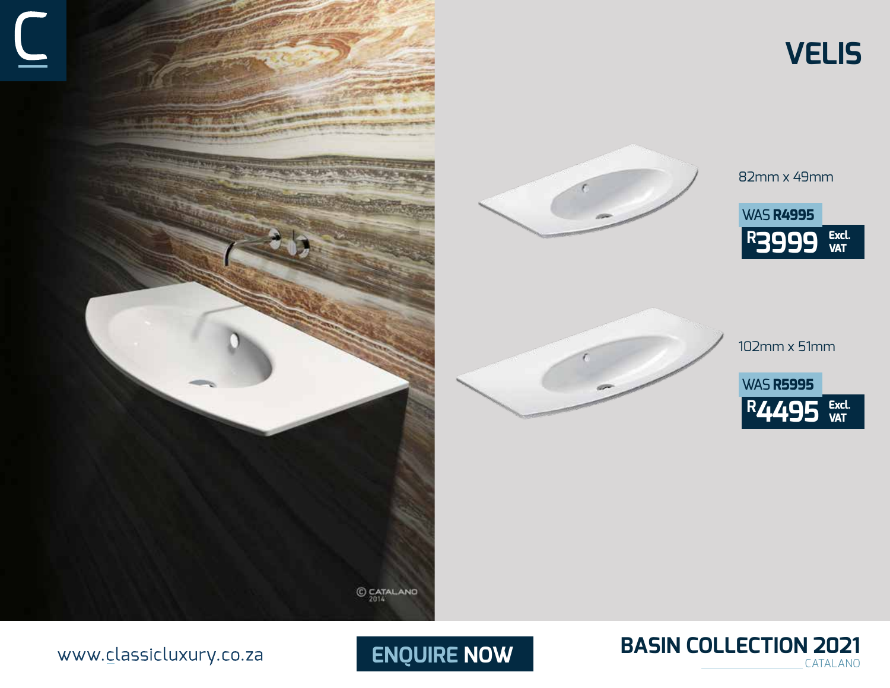# VELIS

82mm x 49mm

WAS **R4995**

**R3999** Excl. VAT

102mm x 51mm

WAS **R5995**

**R4495** Excl. VAT

www.classicluxury.co.za

**ENQUIRE NOW**

**BASIN COLLECTION 2021**

CATALANO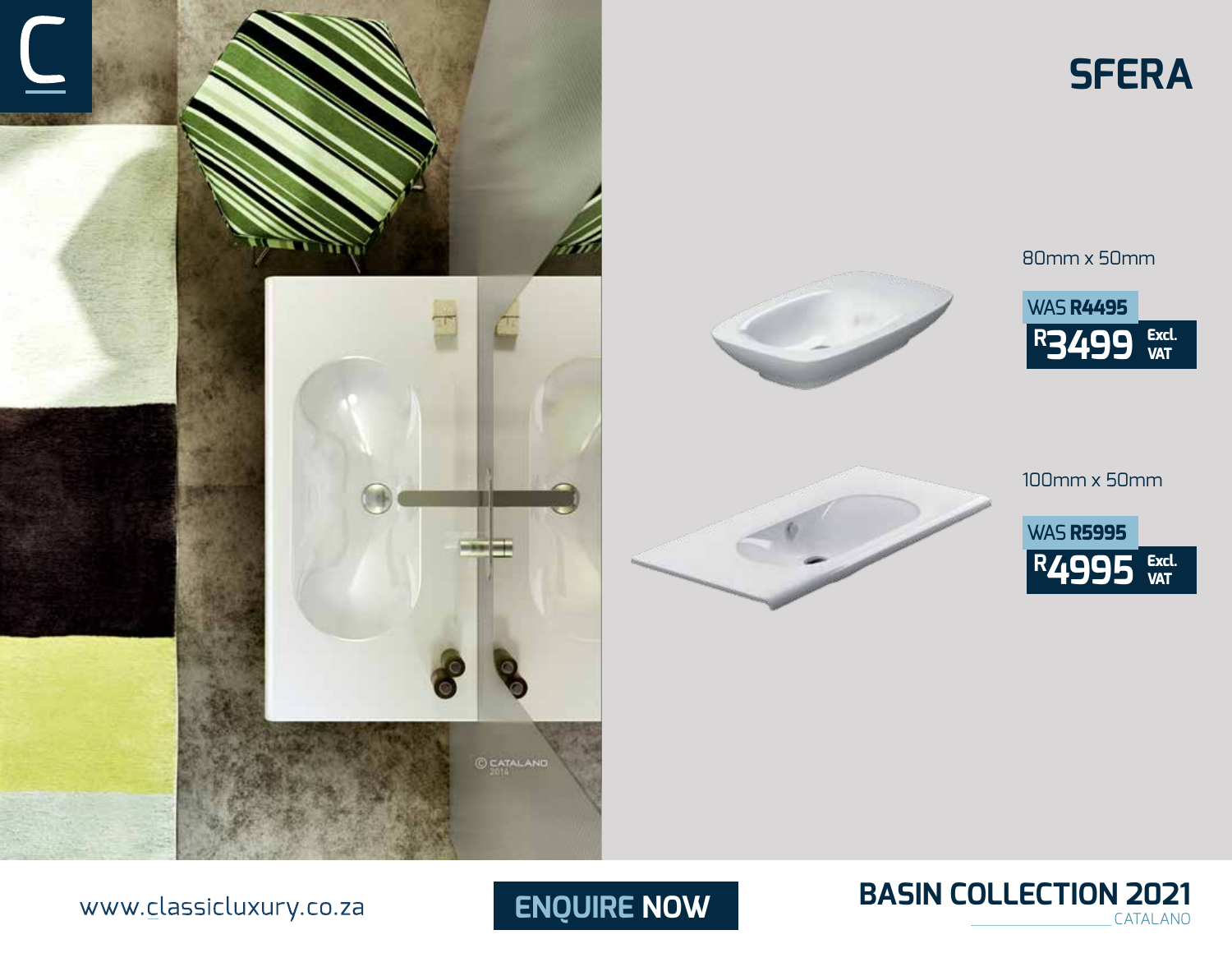# SFERA

80mm x 50mm

WAS **R4495**

**R3499** Excl. VAT

100mm x 50mm

WAS **R5995**

**R4995** Excl. VAT

www.classicluxury.co.za

**ENQUIRE NOW**

**BASIN COLLECTION 2021**

CATALANO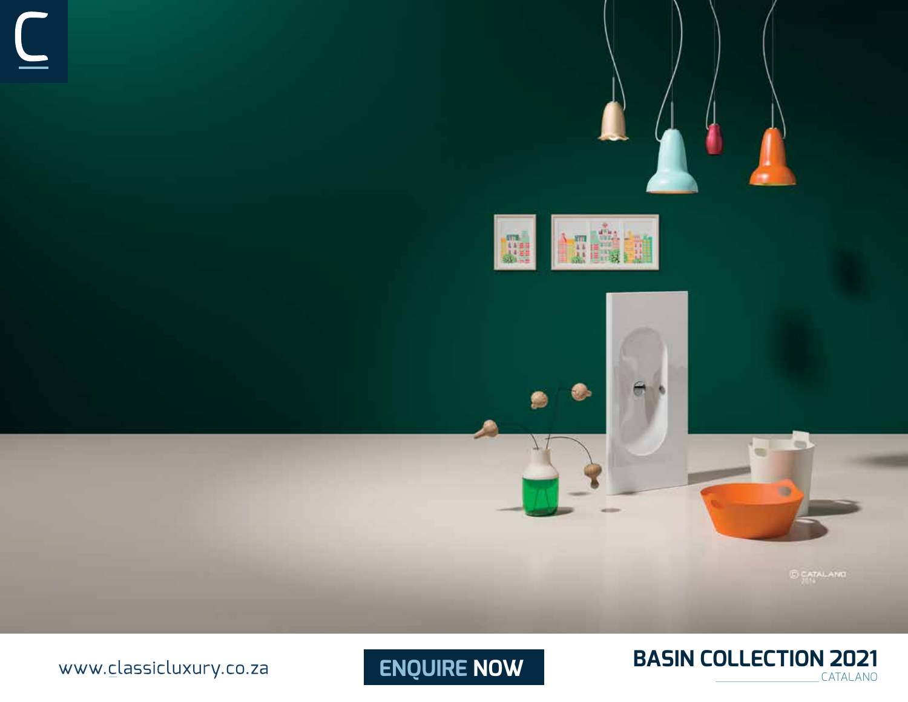© CATALANO 2014

www.classicluxury.co.za

ENQUIRE NOW

**BASIN COLLECTION 2021**

CATALANO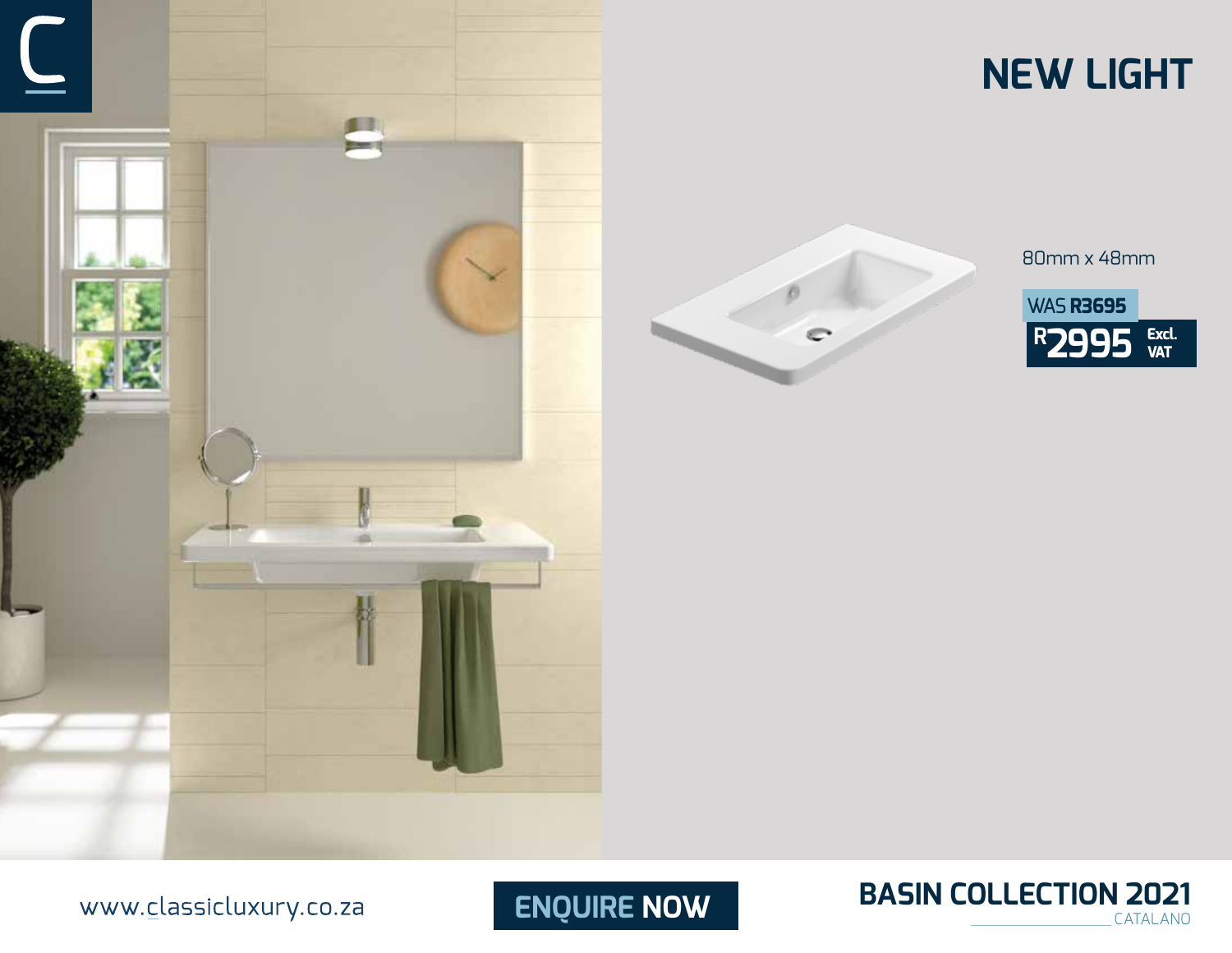# NEW LIGHT

80mm x 48mm

WAS **R3695**

**R2995** Excl. VAT

www.classicluxury.co.za

**ENQUIRE NOW**

## BASIN COLLECTION 2021

CATALANO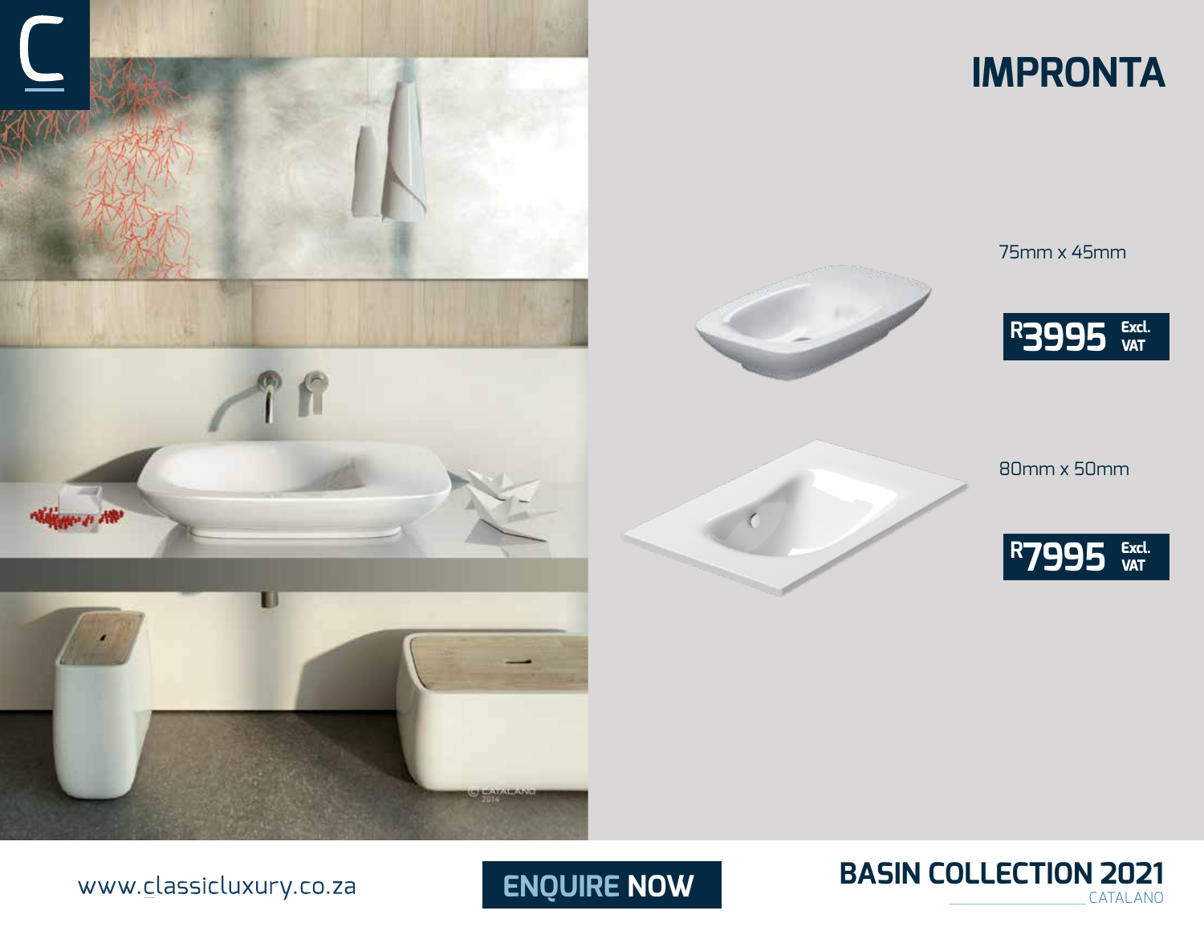# IMPRONTA

75mm x 45mm

R3995 Excl. VAT

80mm x 50mm

R7995 Excl. VAT

www.classicluxury.co.za

ENQUIRE NOW

**BASIN COLLECTION 2021**

CATALANO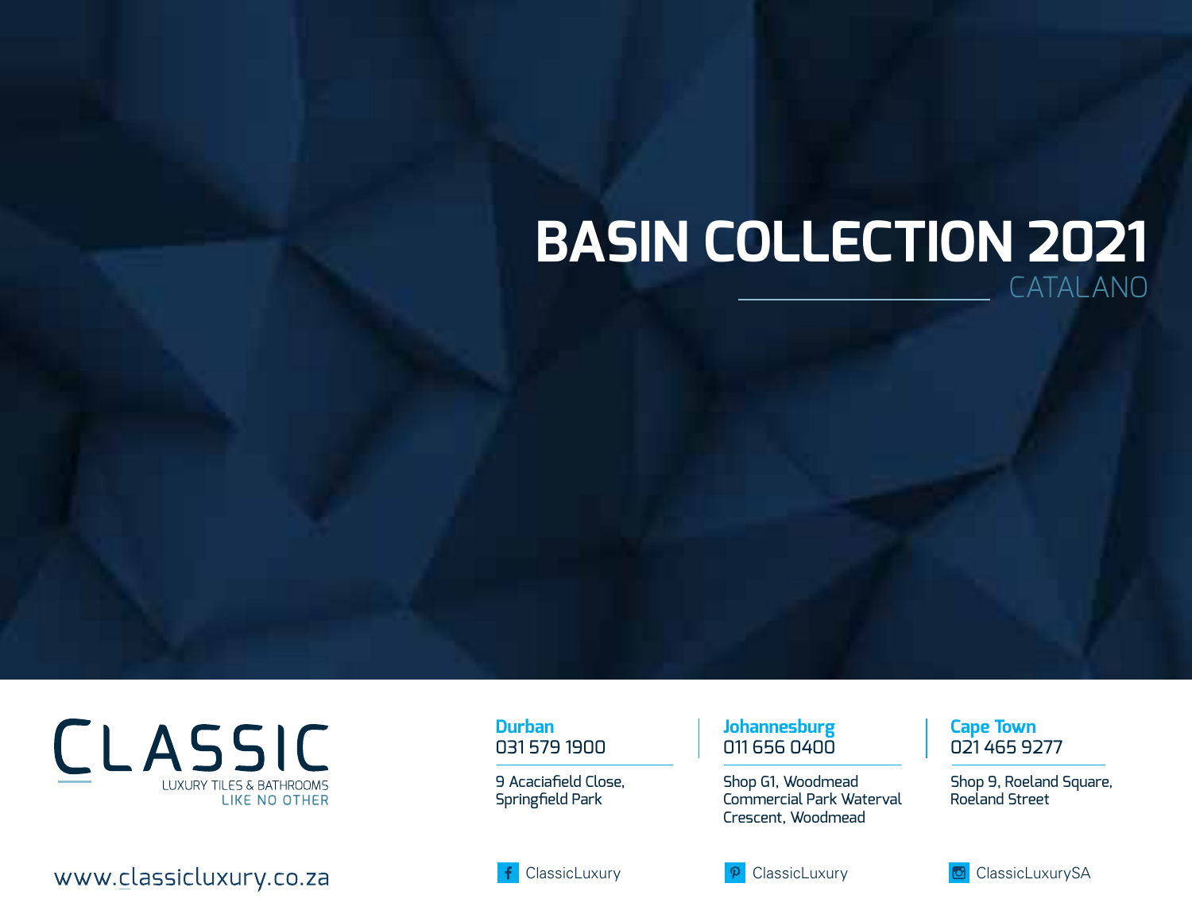# BASIN COLLECTION 2021

CATALANO

CLASSIC

LUXURY TILES & BATHROOMS
LIKE NO OTHER

www.classicluxury.co.za

**Durban**
031 579 1900

9 Acaciafield Close,
Springfield Park

**Johannesburg**
011 656 0400

Shop G1, Woodmead
Commercial Park Waterval
Crescent, Woodmead

**Cape Town**
021 465 9277

Shop 9, Roeland Square,
Roeland Street

ClassicLuxury

ClassicLuxury

ClassicLuxurySA